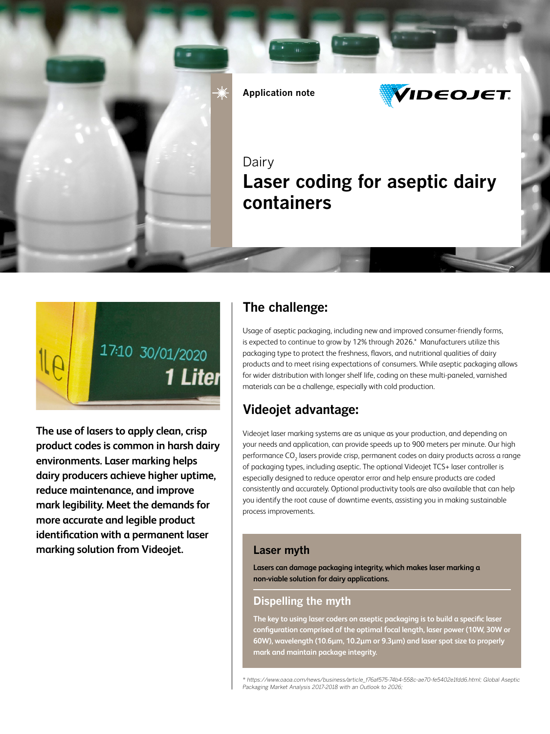Application note

VIDEOJET

Dairy

# Laser coding for aseptic dairy containers

**The use of lasers to apply clean, crisp product codes is common in harsh dairy environments. Laser marking helps dairy producers achieve higher uptime, reduce maintenance, and improve mark legibility. Meet the demands for more accurate and legible product identification with a permanent laser marking solution from Videojet.**

## The challenge:

Usage of aseptic packaging, including new and improved consumer-friendly forms, is expected to continue to grow by 12% through 2026.* Manufacturers utilize this packaging type to protect the freshness, flavors, and nutritional qualities of dairy products and to meet rising expectations of consumers. While aseptic packaging allows for wider distribution with longer shelf life, coding on these multi-paneled, varnished materials can be a challenge, especially with cold production.

## Videojet advantage:

Videojet laser marking systems are as unique as your production, and depending on your needs and application, can provide speeds up to 900 meters per minute. Our high performance $CO_2$ lasers provide crisp, permanent codes on dairy products across a range of packaging types, including aseptic. The optional Videojet TCS+ laser controller is especially designed to reduce operator error and help ensure products are coded consistently and accurately. Optional productivity tools are also available that can help you identify the root cause of downtime events, assisting you in making sustainable process improvements.

### Laser myth

**Lasers can damage packaging integrity, which makes laser marking a non-viable solution for dairy applications.**

### Dispelling the myth

**The key to using laser coders on aseptic packaging is to build a specific laser configuration comprised of the optimal focal length, laser power (10W, 30W or 60W), wavelength (10.6µm, 10.2µm or 9.3µm) and laser spot size to properly mark and maintain package integrity.**

*\* https://www.oaoa.com/news/business/article_f76af575-74b4-558c-ae70-fe5402e1fdd6.html; Global Aseptic Packaging Market Analysis 2017-2018 with an Outlook to 2026;*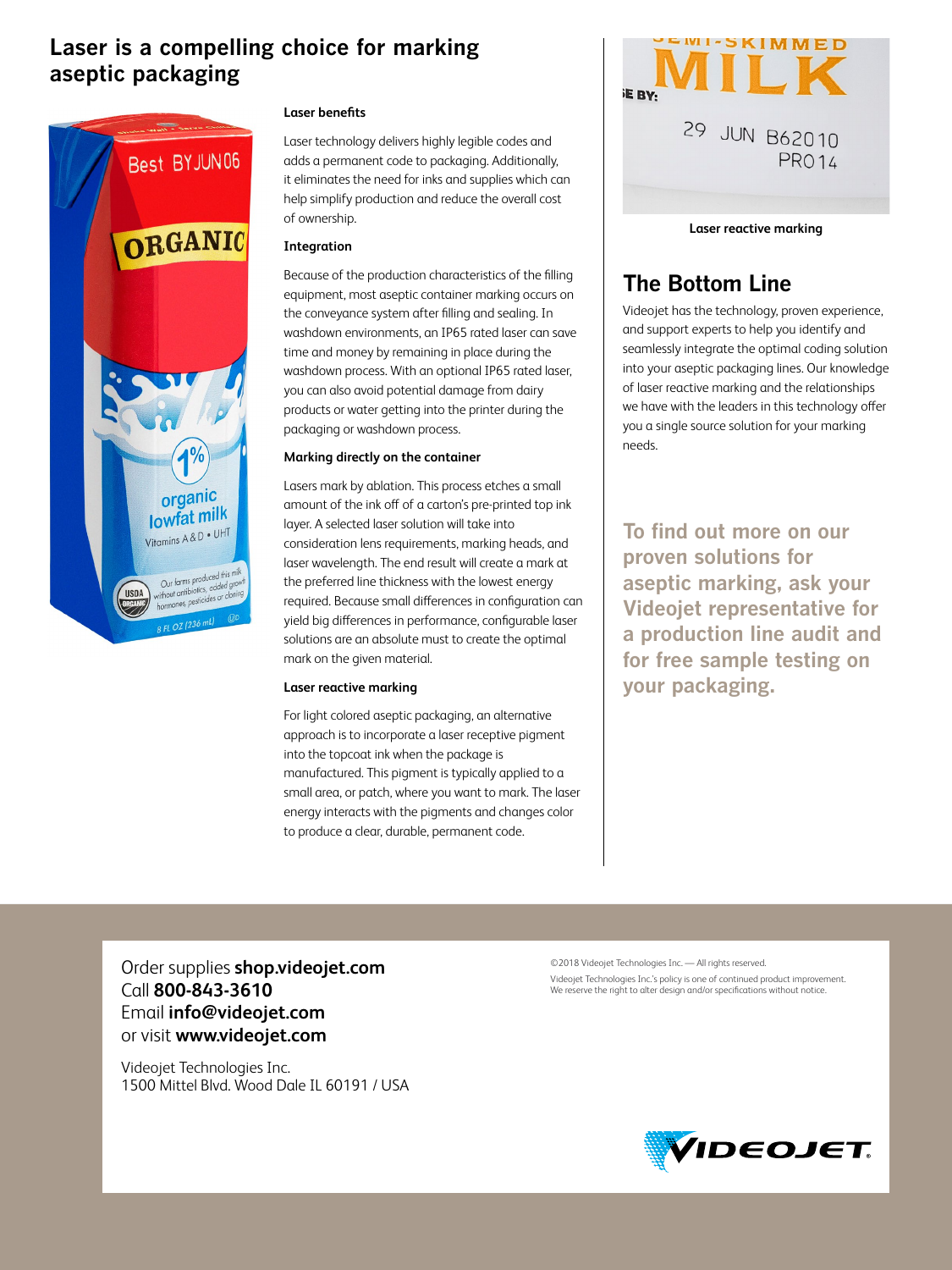## Laser is a compelling choice for marking aseptic packaging

### Laser benefits

Laser technology delivers highly legible codes and adds a permanent code to packaging. Additionally, it eliminates the need for inks and supplies which can help simplify production and reduce the overall cost of ownership.

### Integration

Because of the production characteristics of the filling equipment, most aseptic container marking occurs on the conveyance system after filling and sealing. In washdown environments, an IP65 rated laser can save time and money by remaining in place during the washdown process. With an optional IP65 rated laser, you can also avoid potential damage from dairy products or water getting into the printer during the packaging or washdown process.

### Marking directly on the container

Lasers mark by ablation. This process etches a small amount of the ink off of a carton's pre-printed top ink layer. A selected laser solution will take into consideration lens requirements, marking heads, and laser wavelength. The end result will create a mark at the preferred line thickness with the lowest energy required. Because small differences in configuration can yield big differences in performance, configurable laser solutions are an absolute must to create the optimal mark on the given material.

### Laser reactive marking

For light colored aseptic packaging, an alternative approach is to incorporate a laser receptive pigment into the topcoat ink when the package is manufactured. This pigment is typically applied to a small area, or patch, where you want to mark. The laser energy interacts with the pigments and changes color to produce a clear, durable, permanent code.

Laser reactive marking

## The Bottom Line

Videojet has the technology, proven experience, and support experts to help you identify and seamlessly integrate the optimal coding solution into your aseptic packaging lines. Our knowledge of laser reactive marking and the relationships we have with the leaders in this technology offer you a single source solution for your marking needs.

**To find out more on our proven solutions for aseptic marking, ask your Videojet representative for a production line audit and for free sample testing on your packaging.**

Order supplies **shop.videojet.com**
Call **800-843-3610**
Email **info@videojet.com**
or visit **www.videojet.com**

Videojet Technologies Inc.
1500 Mittel Blvd. Wood Dale IL 60191 / USA

©2018 Videojet Technologies Inc. — All rights reserved.

Videojet Technologies Inc.'s policy is one of continued product improvement. We reserve the right to alter design and/or specifications without notice.